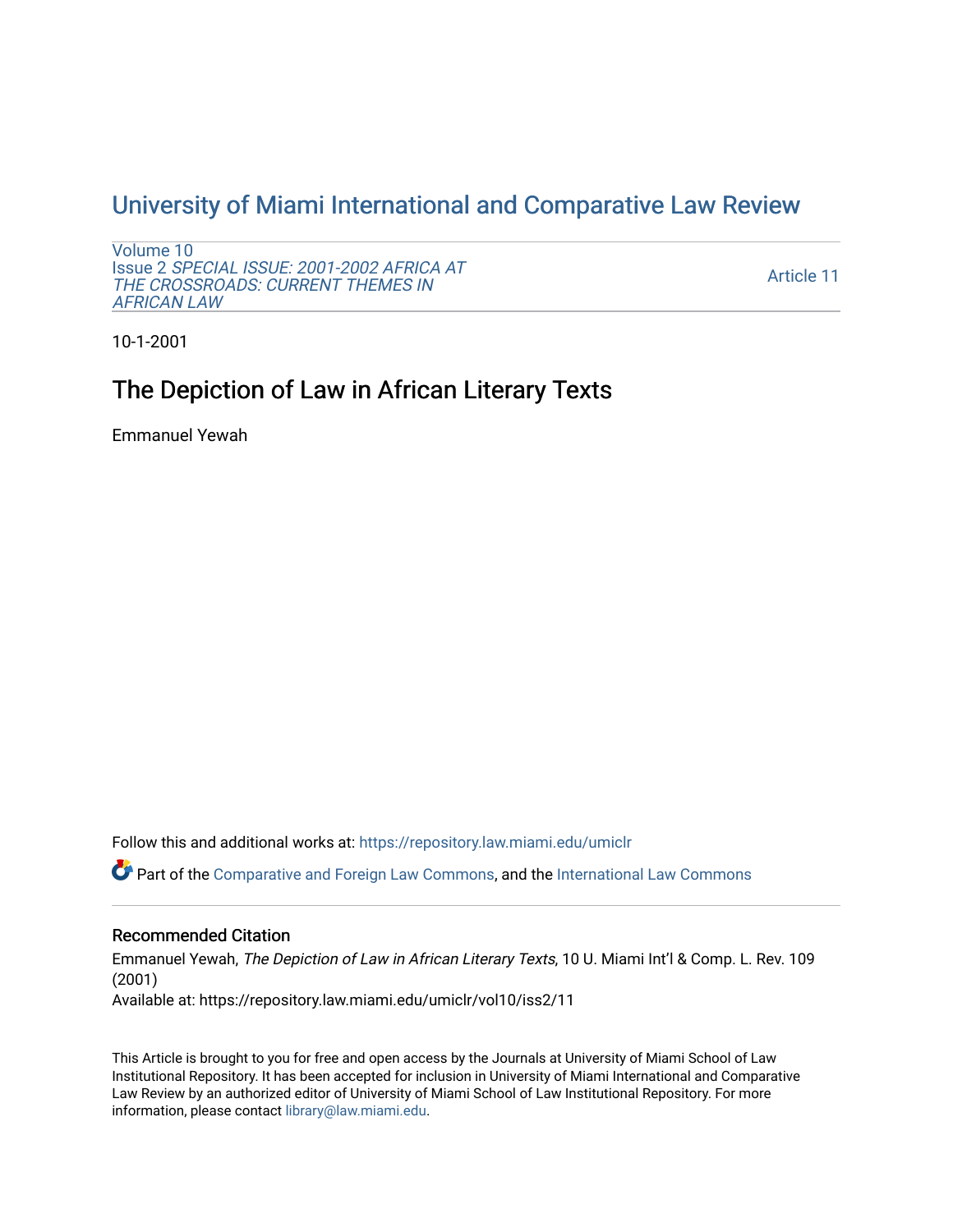# University of Miami International and Comparative Law Review

Volume 10
Issue 2 *SPECIAL ISSUE: 2001-2002 AFRICA AT THE CROSSROADS: CURRENT THEMES IN AFRICAN LAW*

Article 11

10-1-2001

## The Depiction of Law in African Literary Texts

Emmanuel Yewah

Follow this and additional works at: https://repository.law.miami.edu/umiclr

Part of the Comparative and Foreign Law Commons, and the International Law Commons

### Recommended Citation

Emmanuel Yewah, *The Depiction of Law in African Literary Texts*, 10 U. Miami Int'l & Comp. L. Rev. 109 (2001)

Available at: https://repository.law.miami.edu/umiclr/vol10/iss2/11

This Article is brought to you for free and open access by the Journals at University of Miami School of Law Institutional Repository. It has been accepted for inclusion in University of Miami International and Comparative Law Review by an authorized editor of University of Miami School of Law Institutional Repository. For more information, please contact library@law.miami.edu.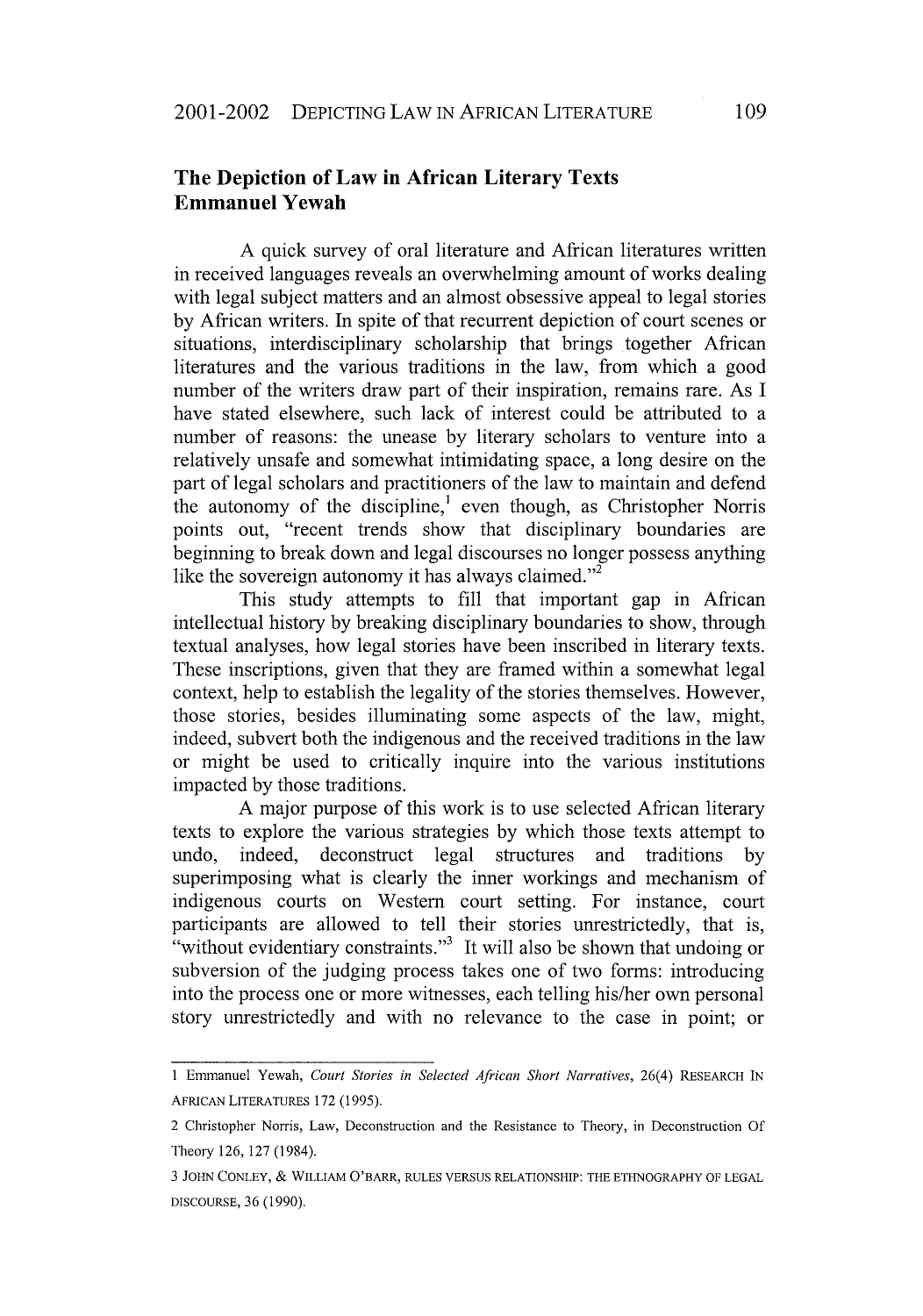## The Depiction of Law in African Literary Texts

**Emmanuel Yewah**

A quick survey of oral literature and African literatures written in received languages reveals an overwhelming amount of works dealing with legal subject matters and an almost obsessive appeal to legal stories by African writers. In spite of that recurrent depiction of court scenes or situations, interdisciplinary scholarship that brings together African literatures and the various traditions in the law, from which a good number of the writers draw part of their inspiration, remains rare. As I have stated elsewhere, such lack of interest could be attributed to a number of reasons: the unease by literary scholars to venture into a relatively unsafe and somewhat intimidating space, a long desire on the part of legal scholars and practitioners of the law to maintain and defend the autonomy of the discipline,[1] even though, as Christopher Norris points out, "recent trends show that disciplinary boundaries are beginning to break down and legal discourses no longer possess anything like the sovereign autonomy it has always claimed."[2]

This study attempts to fill that important gap in African intellectual history by breaking disciplinary boundaries to show, through textual analyses, how legal stories have been inscribed in literary texts. These inscriptions, given that they are framed within a somewhat legal context, help to establish the legality of the stories themselves. However, those stories, besides illuminating some aspects of the law, might, indeed, subvert both the indigenous and the received traditions in the law or might be used to critically inquire into the various institutions impacted by those traditions.

A major purpose of this work is to use selected African literary texts to explore the various strategies by which those texts attempt to undo, indeed, deconstruct legal structures and traditions by superimposing what is clearly the inner workings and mechanism of indigenous courts on Western court setting. For instance, court participants are allowed to tell their stories unrestrictedly, that is, "without evidentiary constraints."[3] It will also be shown that undoing or subversion of the judging process takes one of two forms: introducing into the process one or more witnesses, each telling his/her own personal story unrestrictedly and with no relevance to the case in point; or

---

1 Emmanuel Yewah, *Court Stories in Selected African Short Narratives*, 26(4) RESEARCH IN AFRICAN LITERATURES 172 (1995).

2 Christopher Norris, Law, Deconstruction and the Resistance to Theory, in Deconstruction Of Theory 126, 127 (1984).

3 JOHN CONLEY, & WILLIAM O'BARR, RULES VERSUS RELATIONSHIP: THE ETHNOGRAPHY OF LEGAL DISCOURSE, 36 (1990).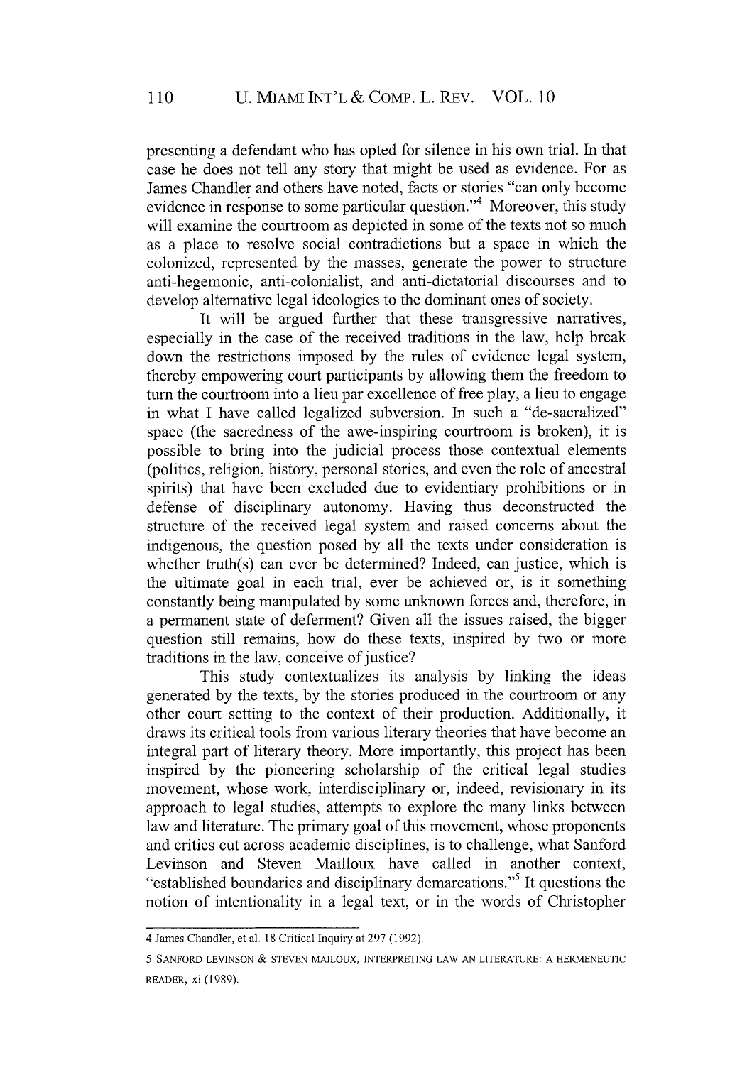presenting a defendant who has opted for silence in his own trial. In that case he does not tell any story that might be used as evidence. For as James Chandler and others have noted, facts or stories "can only become evidence in response to some particular question."[4] Moreover, this study will examine the courtroom as depicted in some of the texts not so much as a place to resolve social contradictions but a space in which the colonized, represented by the masses, generate the power to structure anti-hegemonic, anti-colonialist, and anti-dictatorial discourses and to develop alternative legal ideologies to the dominant ones of society.

It will be argued further that these transgressive narratives, especially in the case of the received traditions in the law, help break down the restrictions imposed by the rules of evidence legal system, thereby empowering court participants by allowing them the freedom to turn the courtroom into a lieu par excellence of free play, a lieu to engage in what I have called legalized subversion. In such a "de-sacralized" space (the sacredness of the awe-inspiring courtroom is broken), it is possible to bring into the judicial process those contextual elements (politics, religion, history, personal stories, and even the role of ancestral spirits) that have been excluded due to evidentiary prohibitions or in defense of disciplinary autonomy. Having thus deconstructed the structure of the received legal system and raised concerns about the indigenous, the question posed by all the texts under consideration is whether truth(s) can ever be determined? Indeed, can justice, which is the ultimate goal in each trial, ever be achieved or, is it something constantly being manipulated by some unknown forces and, therefore, in a permanent state of deferment? Given all the issues raised, the bigger question still remains, how do these texts, inspired by two or more traditions in the law, conceive of justice?

This study contextualizes its analysis by linking the ideas generated by the texts, by the stories produced in the courtroom or any other court setting to the context of their production. Additionally, it draws its critical tools from various literary theories that have become an integral part of literary theory. More importantly, this project has been inspired by the pioneering scholarship of the critical legal studies movement, whose work, interdisciplinary or, indeed, revisionary in its approach to legal studies, attempts to explore the many links between law and literature. The primary goal of this movement, whose proponents and critics cut across academic disciplines, is to challenge, what Sanford Levinson and Steven Mailloux have called in another context, "established boundaries and disciplinary demarcations."[5] It questions the notion of intentionality in a legal text, or in the words of Christopher

---

4 James Chandler, et al. 18 Critical Inquiry at 297 (1992).

5 SANFORD LEVINSON & STEVEN MAILOUX, INTERPRETING LAW AN LITERATURE: A HERMENEUTIC READER, xi (1989).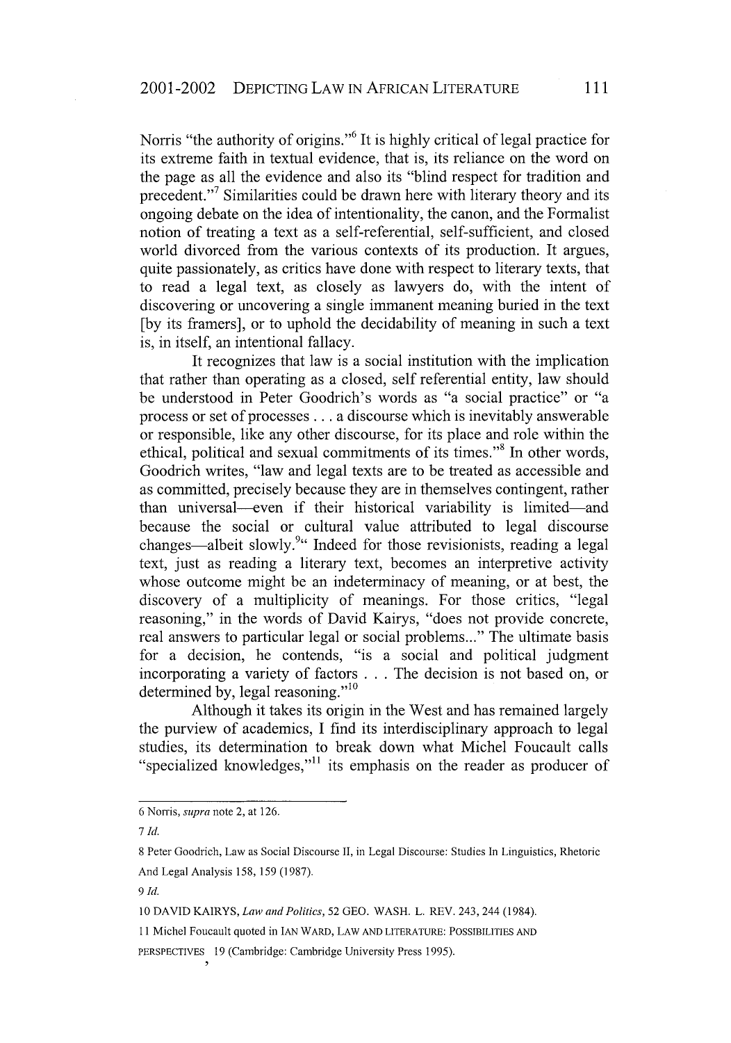Norris "the authority of origins."[6] It is highly critical of legal practice for its extreme faith in textual evidence, that is, its reliance on the word on the page as all the evidence and also its "blind respect for tradition and precedent."[7] Similarities could be drawn here with literary theory and its ongoing debate on the idea of intentionality, the canon, and the Formalist notion of treating a text as a self-referential, self-sufficient, and closed world divorced from the various contexts of its production. It argues, quite passionately, as critics have done with respect to literary texts, that to read a legal text, as closely as lawyers do, with the intent of discovering or uncovering a single immanent meaning buried in the text [by its framers], or to uphold the decidability of meaning in such a text is, in itself, an intentional fallacy.

It recognizes that law is a social institution with the implication that rather than operating as a closed, self referential entity, law should be understood in Peter Goodrich's words as "a social practice" or "a process or set of processes . . . a discourse which is inevitably answerable or responsible, like any other discourse, for its place and role within the ethical, political and sexual commitments of its times."[8] In other words, Goodrich writes, "law and legal texts are to be treated as accessible and as committed, precisely because they are in themselves contingent, rather than universal—even if their historical variability is limited—and because the social or cultural value attributed to legal discourse changes—albeit slowly.[9]" Indeed for those revisionists, reading a legal text, just as reading a literary text, becomes an interpretive activity whose outcome might be an indeterminacy of meaning, or at best, the discovery of a multiplicity of meanings. For those critics, "legal reasoning," in the words of David Kairys, "does not provide concrete, real answers to particular legal or social problems..." The ultimate basis for a decision, he contends, "is a social and political judgment incorporating a variety of factors . . . The decision is not based on, or determined by, legal reasoning."[10]

Although it takes its origin in the West and has remained largely the purview of academics, I find its interdisciplinary approach to legal studies, its determination to break down what Michel Foucault calls "specialized knowledges,"[11] its emphasis on the reader as producer of

---

6 Norris, *supra* note 2, at 126.

7 *Id.*

8 Peter Goodrich, Law as Social Discourse II, in Legal Discourse: Studies In Linguistics, Rhetoric And Legal Analysis 158, 159 (1987).

9 *Id.*

10 DAVID KAIRYS, *Law and Politics*, 52 GEO. WASH. L. REV. 243, 244 (1984).

11 Michel Foucault quoted in IAN WARD, LAW AND LITERATURE: POSSIBILITIES AND PERSPECTIVES 19 (Cambridge: Cambridge University Press 1995).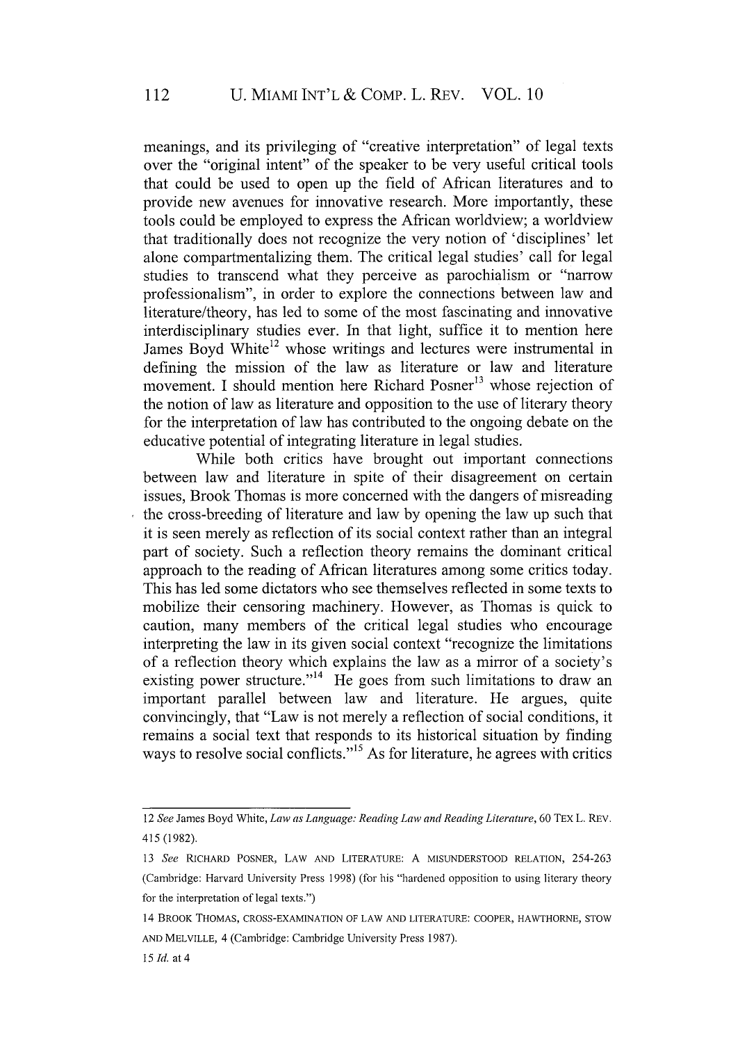meanings, and its privileging of "creative interpretation" of legal texts over the "original intent" of the speaker to be very useful critical tools that could be used to open up the field of African literatures and to provide new avenues for innovative research. More importantly, these tools could be employed to express the African worldview; a worldview that traditionally does not recognize the very notion of 'disciplines' let alone compartmentalizing them. The critical legal studies' call for legal studies to transcend what they perceive as parochialism or "narrow professionalism", in order to explore the connections between law and literature/theory, has led to some of the most fascinating and innovative interdisciplinary studies ever. In that light, suffice it to mention here James Boyd White[12] whose writings and lectures were instrumental in defining the mission of the law as literature or law and literature movement. I should mention here Richard Posner[13] whose rejection of the notion of law as literature and opposition to the use of literary theory for the interpretation of law has contributed to the ongoing debate on the educative potential of integrating literature in legal studies.

While both critics have brought out important connections between law and literature in spite of their disagreement on certain issues, Brook Thomas is more concerned with the dangers of misreading the cross-breeding of literature and law by opening the law up such that it is seen merely as reflection of its social context rather than an integral part of society. Such a reflection theory remains the dominant critical approach to the reading of African literatures among some critics today. This has led some dictators who see themselves reflected in some texts to mobilize their censoring machinery. However, as Thomas is quick to caution, many members of the critical legal studies who encourage interpreting the law in its given social context "recognize the limitations of a reflection theory which explains the law as a mirror of a society's existing power structure."[14] He goes from such limitations to draw an important parallel between law and literature. He argues, quite convincingly, that "Law is not merely a reflection of social conditions, it remains a social text that responds to its historical situation by finding ways to resolve social conflicts."[15] As for literature, he agrees with critics

---

12 *See* James Boyd White, *Law as Language: Reading Law and Reading Literature*, 60 TEX L. REV. 415 (1982).

13 *See* RICHARD POSNER, LAW AND LITERATURE: A MISUNDERSTOOD RELATION, 254-263 (Cambridge: Harvard University Press 1998) (for his "hardened opposition to using literary theory for the interpretation of legal texts.")

14 BROOK THOMAS, CROSS-EXAMINATION OF LAW AND LITERATURE: COOPER, HAWTHORNE, STOW AND MELVILLE, 4 (Cambridge: Cambridge University Press 1987).

15 *Id.* at 4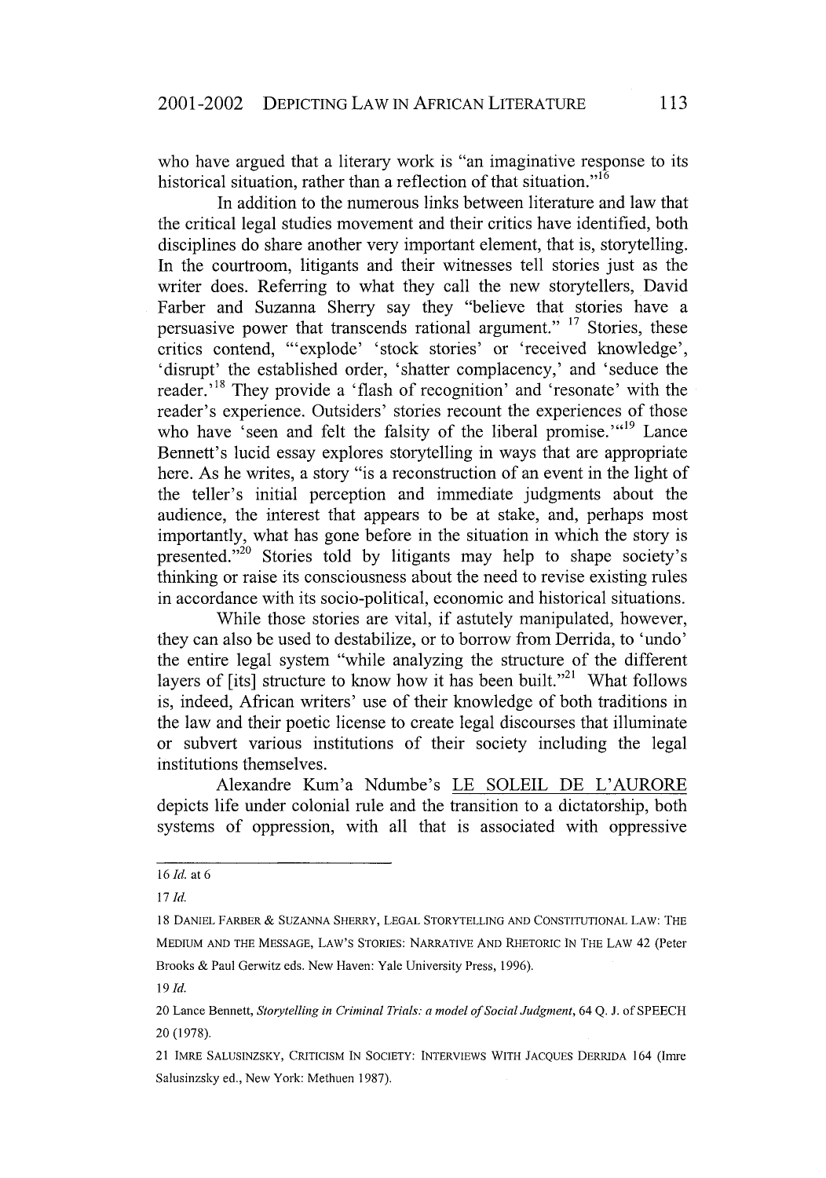who have argued that a literary work is "an imaginative response to its historical situation, rather than a reflection of that situation."[16]

In addition to the numerous links between literature and law that the critical legal studies movement and their critics have identified, both disciplines do share another very important element, that is, storytelling. In the courtroom, litigants and their witnesses tell stories just as the writer does. Referring to what they call the new storytellers, David Farber and Suzanna Sherry say they "believe that stories have a persuasive power that transcends rational argument." [17] Stories, these critics contend, "'explode' 'stock stories' or 'received knowledge', 'disrupt' the established order, 'shatter complacency,' and 'seduce the reader.'[18] They provide a 'flash of recognition' and 'resonate' with the reader's experience. Outsiders' stories recount the experiences of those who have 'seen and felt the falsity of the liberal promise.'"[19] Lance Bennett's lucid essay explores storytelling in ways that are appropriate here. As he writes, a story "is a reconstruction of an event in the light of the teller's initial perception and immediate judgments about the audience, the interest that appears to be at stake, and, perhaps most importantly, what has gone before in the situation in which the story is presented."[20] Stories told by litigants may help to shape society's thinking or raise its consciousness about the need to revise existing rules in accordance with its socio-political, economic and historical situations.

While those stories are vital, if astutely manipulated, however, they can also be used to destabilize, or to borrow from Derrida, to 'undo' the entire legal system "while analyzing the structure of the different layers of [its] structure to know how it has been built."[21] What follows is, indeed, African writers' use of their knowledge of both traditions in the law and their poetic license to create legal discourses that illuminate or subvert various institutions of their society including the legal institutions themselves.

Alexandre Kum'a Ndumbe's LE SOLEIL DE L'AURORE depicts life under colonial rule and the transition to a dictatorship, both systems of oppression, with all that is associated with oppressive

---

16 *Id.* at 6

17 *Id.*

18 DANIEL FARBER & SUZANNA SHERRY, LEGAL STORYTELLING AND CONSTITUTIONAL LAW: THE MEDIUM AND THE MESSAGE, LAW'S STORIES: NARRATIVE AND RHETORIC IN THE LAW 42 (Peter Brooks & Paul Gerwitz eds. New Haven: Yale University Press, 1996).

19 *Id.*

20 Lance Bennett, *Storytelling in Criminal Trials: a model of Social Judgment*, 64 Q. J. of SPEECH 20 (1978).

21 IMRE SALUSINZSKY, CRITICISM IN SOCIETY: INTERVIEWS WITH JACQUES DERRIDA 164 (Imre Salusinzsky ed., New York: Methuen 1987).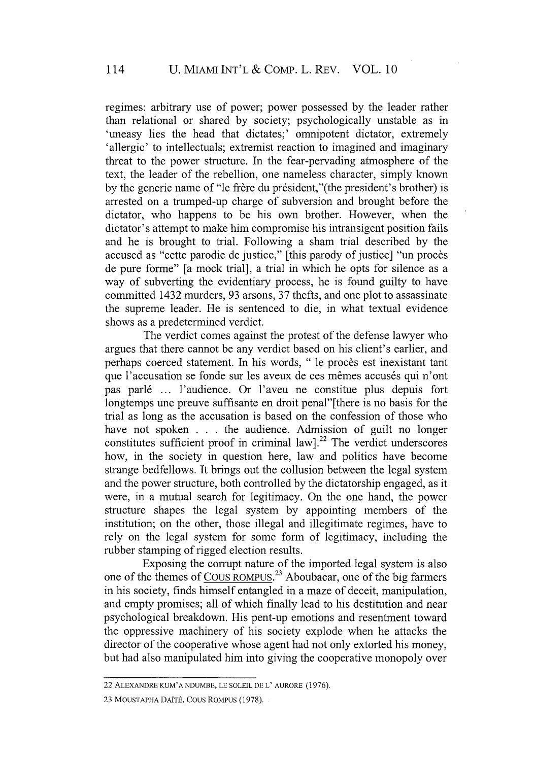regimes: arbitrary use of power; power possessed by the leader rather than relational or shared by society; psychologically unstable as in 'uneasy lies the head that dictates;' omnipotent dictator, extremely 'allergic' to intellectuals; extremist reaction to imagined and imaginary threat to the power structure. In the fear-pervading atmosphere of the text, the leader of the rebellion, one nameless character, simply known by the generic name of "le frère du président,"(the president's brother) is arrested on a trumped-up charge of subversion and brought before the dictator, who happens to be his own brother. However, when the dictator's attempt to make him compromise his intransigent position fails and he is brought to trial. Following a sham trial described by the accused as "cette parodie de justice," [this parody of justice] "un procès de pure forme" [a mock trial], a trial in which he opts for silence as a way of subverting the evidentiary process, he is found guilty to have committed 1432 murders, 93 arsons, 37 thefts, and one plot to assassinate the supreme leader. He is sentenced to die, in what textual evidence shows as a predetermined verdict.

The verdict comes against the protest of the defense lawyer who argues that there cannot be any verdict based on his client's earlier, and perhaps coerced statement. In his words, " le procès est inexistant tant que l'accusation se fonde sur les aveux de ces mêmes accusés qui n'ont pas parlé ... l'audience. Or l'aveu ne constitue plus depuis fort longtemps une preuve suffisante en droit penal"[there is no basis for the trial as long as the accusation is based on the confession of those who have not spoken . . . the audience. Admission of guilt no longer constitutes sufficient proof in criminal law].[22] The verdict underscores how, in the society in question here, law and politics have become strange bedfellows. It brings out the collusion between the legal system and the power structure, both controlled by the dictatorship engaged, as it were, in a mutual search for legitimacy. On the one hand, the power structure shapes the legal system by appointing members of the institution; on the other, those illegal and illegitimate regimes, have to rely on the legal system for some form of legitimacy, including the rubber stamping of rigged election results.

Exposing the corrupt nature of the imported legal system is also one of the themes of COUS ROMPUS.[23] Aboubacar, one of the big farmers in his society, finds himself entangled in a maze of deceit, manipulation, and empty promises; all of which finally lead to his destitution and near psychological breakdown. His pent-up emotions and resentment toward the oppressive machinery of his society explode when he attacks the director of the cooperative whose agent had not only extorted his money, but had also manipulated him into giving the cooperative monopoly over

---

22 ALEXANDRE KUM'A NDUMBE, LE SOLEIL DE L' AURORE (1976).

23 MOUSTAPHA DAÏTÉ, COUS ROMPUS (1978).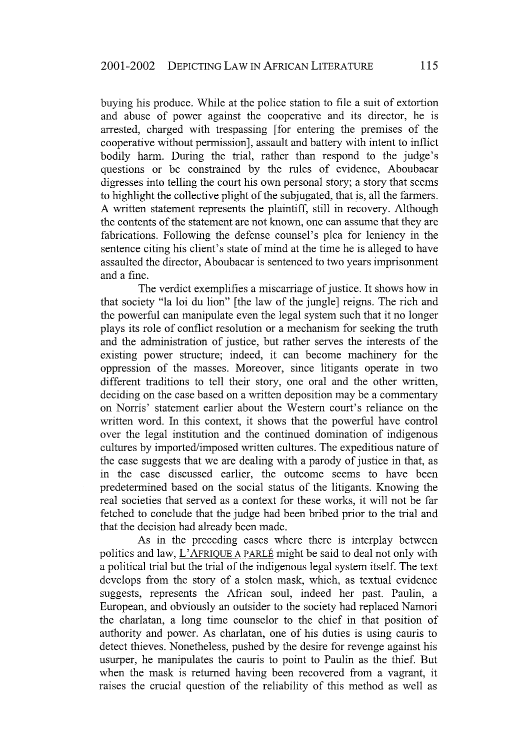buying his produce. While at the police station to file a suit of extortion and abuse of power against the cooperative and its director, he is arrested, charged with trespassing [for entering the premises of the cooperative without permission], assault and battery with intent to inflict bodily harm. During the trial, rather than respond to the judge's questions or be constrained by the rules of evidence, Aboubacar digresses into telling the court his own personal story; a story that seems to highlight the collective plight of the subjugated, that is, all the farmers. A written statement represents the plaintiff, still in recovery. Although the contents of the statement are not known, one can assume that they are fabrications. Following the defense counsel's plea for leniency in the sentence citing his client's state of mind at the time he is alleged to have assaulted the director, Aboubacar is sentenced to two years imprisonment and a fine.

The verdict exemplifies a miscarriage of justice. It shows how in that society "la loi du lion" [the law of the jungle] reigns. The rich and the powerful can manipulate even the legal system such that it no longer plays its role of conflict resolution or a mechanism for seeking the truth and the administration of justice, but rather serves the interests of the existing power structure; indeed, it can become machinery for the oppression of the masses. Moreover, since litigants operate in two different traditions to tell their story, one oral and the other written, deciding on the case based on a written deposition may be a commentary on Norris' statement earlier about the Western court's reliance on the written word. In this context, it shows that the powerful have control over the legal institution and the continued domination of indigenous cultures by imported/imposed written cultures. The expeditious nature of the case suggests that we are dealing with a parody of justice in that, as in the case discussed earlier, the outcome seems to have been predetermined based on the social status of the litigants. Knowing the real societies that served as a context for these works, it will not be far fetched to conclude that the judge had been bribed prior to the trial and that the decision had already been made.

As in the preceding cases where there is interplay between politics and law, L'AFRIQUE A PARLÉ might be said to deal not only with a political trial but the trial of the indigenous legal system itself. The text develops from the story of a stolen mask, which, as textual evidence suggests, represents the African soul, indeed her past. Paulin, a European, and obviously an outsider to the society had replaced Namori the charlatan, a long time counselor to the chief in that position of authority and power. As charlatan, one of his duties is using cauris to detect thieves. Nonetheless, pushed by the desire for revenge against his usurper, he manipulates the cauris to point to Paulin as the thief. But when the mask is returned having been recovered from a vagrant, it raises the crucial question of the reliability of this method as well as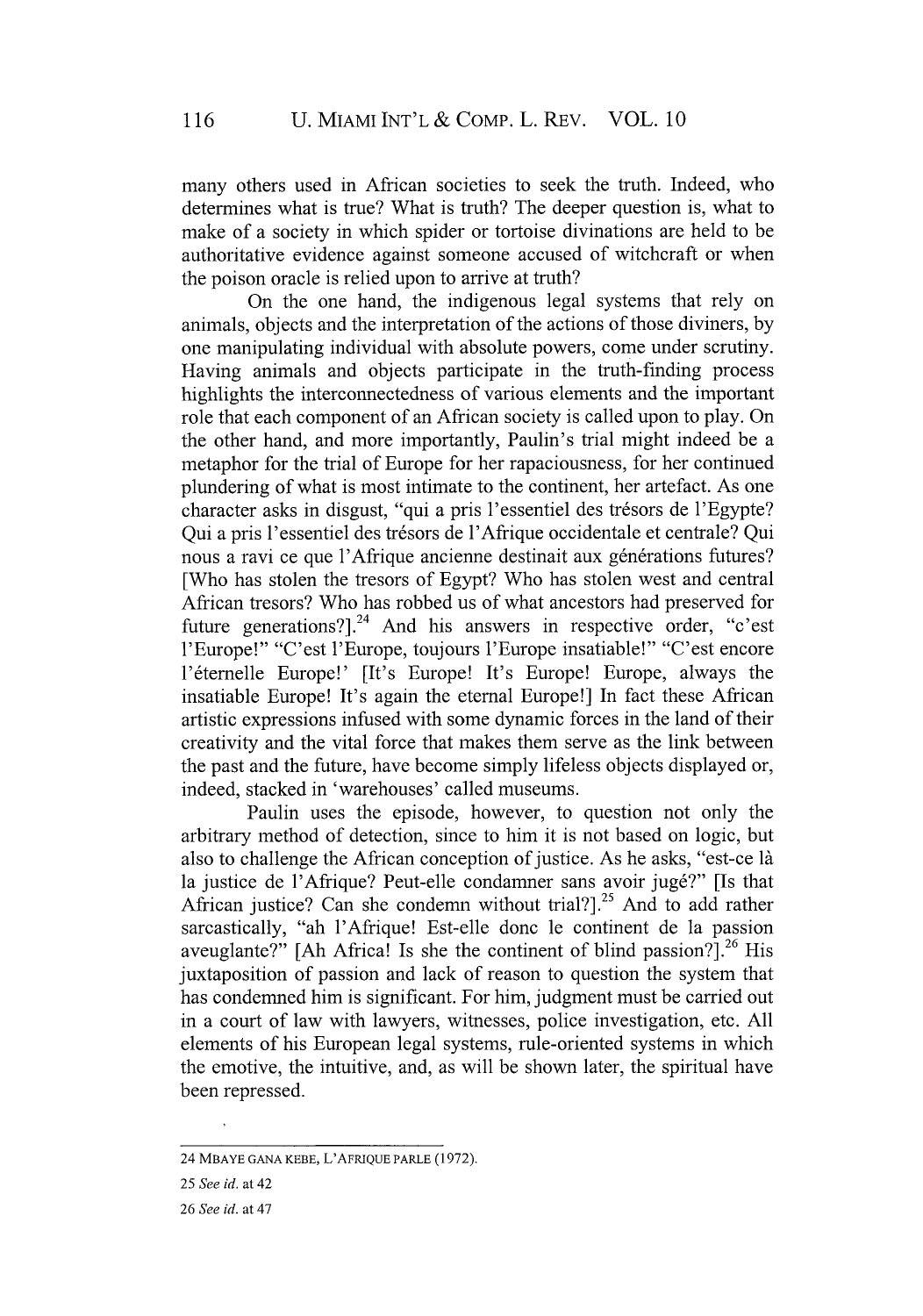many others used in African societies to seek the truth. Indeed, who determines what is true? What is truth? The deeper question is, what to make of a society in which spider or tortoise divinations are held to be authoritative evidence against someone accused of witchcraft or when the poison oracle is relied upon to arrive at truth?

On the one hand, the indigenous legal systems that rely on animals, objects and the interpretation of the actions of those diviners, by one manipulating individual with absolute powers, come under scrutiny. Having animals and objects participate in the truth-finding process highlights the interconnectedness of various elements and the important role that each component of an African society is called upon to play. On the other hand, and more importantly, Paulin's trial might indeed be a metaphor for the trial of Europe for her rapaciousness, for her continued plundering of what is most intimate to the continent, her artefact. As one character asks in disgust, "qui a pris l'essentiel des trésors de l'Egypte? Qui a pris l'essentiel des trésors de l'Afrique occidentale et centrale? Qui nous a ravi ce que l'Afrique ancienne destinait aux générations futures? [Who has stolen the tresors of Egypt? Who has stolen west and central African tresors? Who has robbed us of what ancestors had preserved for future generations?].[24] And his answers in respective order, "c'est l'Europe!" "C'est l'Europe, toujours l'Europe insatiable!" "C'est encore l'éternelle Europe!' [It's Europe! It's Europe! Europe, always the insatiable Europe! It's again the eternal Europe!] In fact these African artistic expressions infused with some dynamic forces in the land of their creativity and the vital force that makes them serve as the link between the past and the future, have become simply lifeless objects displayed or, indeed, stacked in 'warehouses' called museums.

Paulin uses the episode, however, to question not only the arbitrary method of detection, since to him it is not based on logic, but also to challenge the African conception of justice. As he asks, "est-ce là la justice de l'Afrique? Peut-elle condamner sans avoir jugé?" [Is that African justice? Can she condemn without trial?].[25] And to add rather sarcastically, "ah l'Afrique! Est-elle donc le continent de la passion aveuglante?" [Ah Africa! Is she the continent of blind passion?].[26] His juxtaposition of passion and lack of reason to question the system that has condemned him is significant. For him, judgment must be carried out in a court of law with lawyers, witnesses, police investigation, etc. All elements of his European legal systems, rule-oriented systems in which the emotive, the intuitive, and, as will be shown later, the spiritual have been repressed.

---

24 MBAYE GANA KEBE, L'AFRIQUE PARLE (1972).

25 *See id.* at 42

26 *See id.* at 47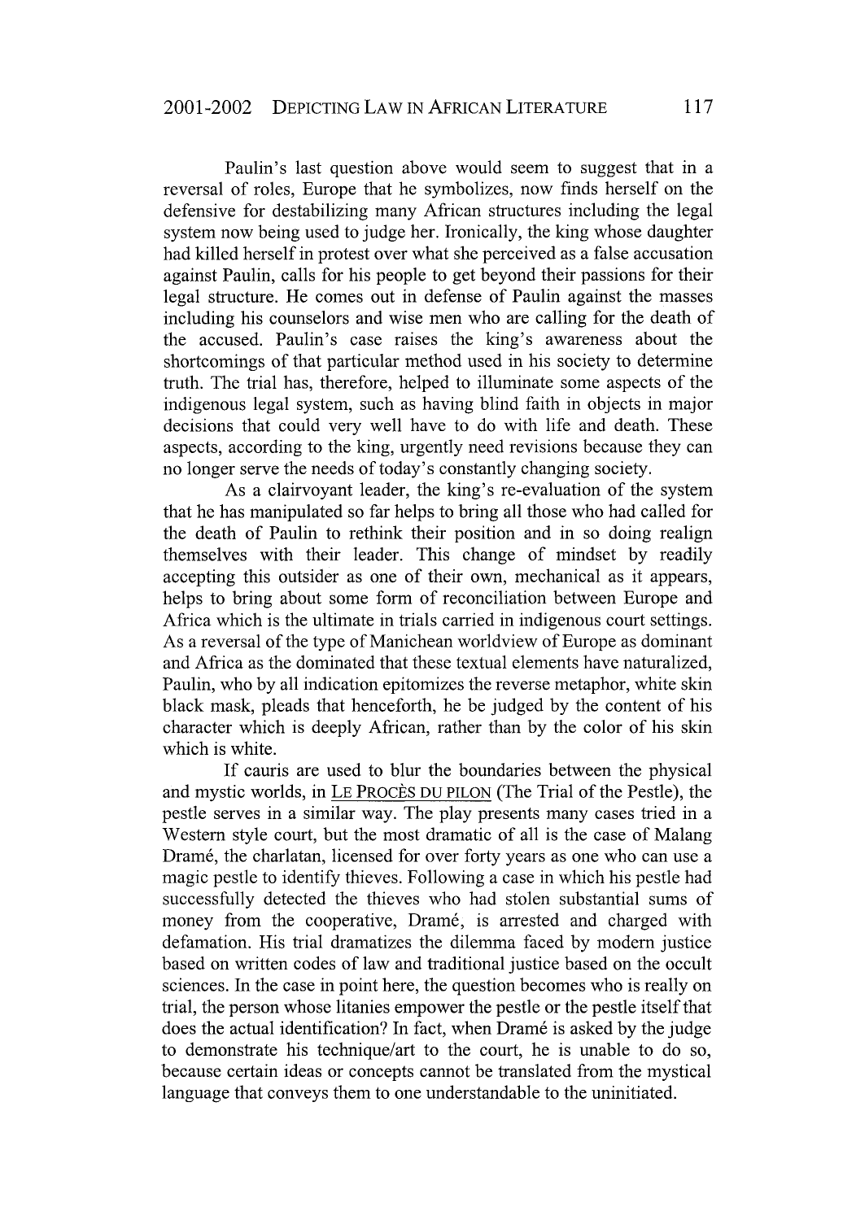Paulin's last question above would seem to suggest that in a reversal of roles, Europe that he symbolizes, now finds herself on the defensive for destabilizing many African structures including the legal system now being used to judge her. Ironically, the king whose daughter had killed herself in protest over what she perceived as a false accusation against Paulin, calls for his people to get beyond their passions for their legal structure. He comes out in defense of Paulin against the masses including his counselors and wise men who are calling for the death of the accused. Paulin's case raises the king's awareness about the shortcomings of that particular method used in his society to determine truth. The trial has, therefore, helped to illuminate some aspects of the indigenous legal system, such as having blind faith in objects in major decisions that could very well have to do with life and death. These aspects, according to the king, urgently need revisions because they can no longer serve the needs of today's constantly changing society.

As a clairvoyant leader, the king's re-evaluation of the system that he has manipulated so far helps to bring all those who had called for the death of Paulin to rethink their position and in so doing realign themselves with their leader. This change of mindset by readily accepting this outsider as one of their own, mechanical as it appears, helps to bring about some form of reconciliation between Europe and Africa which is the ultimate in trials carried in indigenous court settings. As a reversal of the type of Manichean worldview of Europe as dominant and Africa as the dominated that these textual elements have naturalized, Paulin, who by all indication epitomizes the reverse metaphor, white skin black mask, pleads that henceforth, he be judged by the content of his character which is deeply African, rather than by the color of his skin which is white.

If cauris are used to blur the boundaries between the physical and mystic worlds, in LE PROCÈS DU PILON (The Trial of the Pestle), the pestle serves in a similar way. The play presents many cases tried in a Western style court, but the most dramatic of all is the case of Malang Dramé, the charlatan, licensed for over forty years as one who can use a magic pestle to identify thieves. Following a case in which his pestle had successfully detected the thieves who had stolen substantial sums of money from the cooperative, Dramé, is arrested and charged with defamation. His trial dramatizes the dilemma faced by modern justice based on written codes of law and traditional justice based on the occult sciences. In the case in point here, the question becomes who is really on trial, the person whose litanies empower the pestle or the pestle itself that does the actual identification? In fact, when Dramé is asked by the judge to demonstrate his technique/art to the court, he is unable to do so, because certain ideas or concepts cannot be translated from the mystical language that conveys them to one understandable to the uninitiated.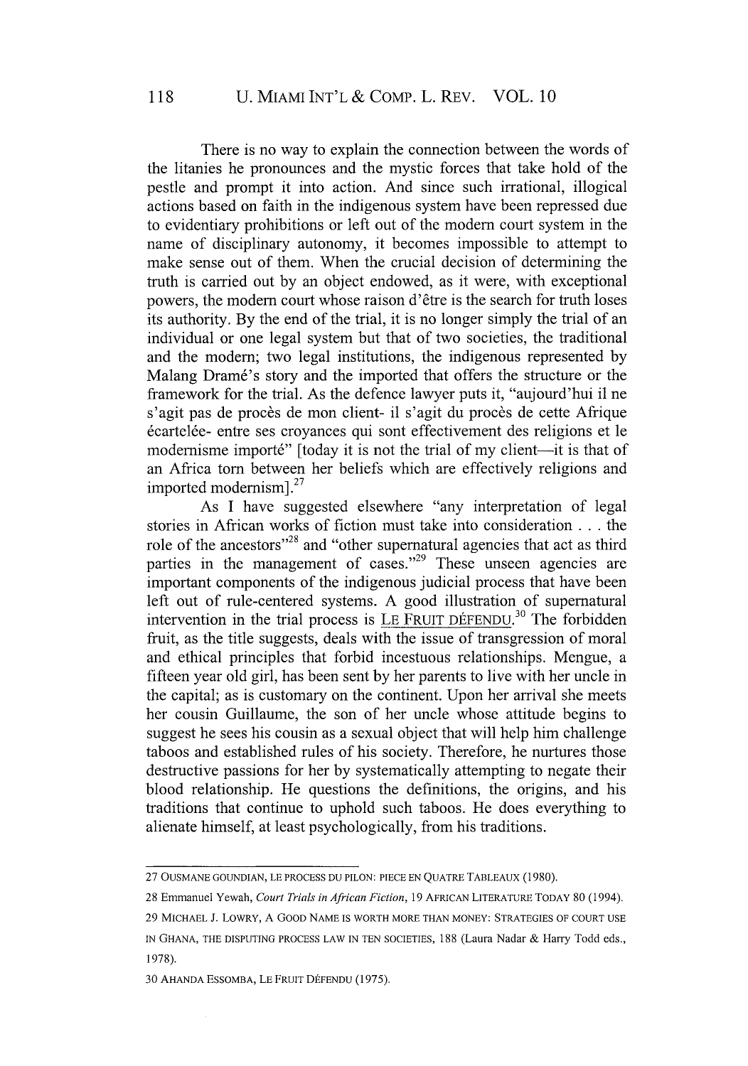There is no way to explain the connection between the words of the litanies he pronounces and the mystic forces that take hold of the pestle and prompt it into action. And since such irrational, illogical actions based on faith in the indigenous system have been repressed due to evidentiary prohibitions or left out of the modern court system in the name of disciplinary autonomy, it becomes impossible to attempt to make sense out of them. When the crucial decision of determining the truth is carried out by an object endowed, as it were, with exceptional powers, the modern court whose raison d'être is the search for truth loses its authority. By the end of the trial, it is no longer simply the trial of an individual or one legal system but that of two societies, the traditional and the modern; two legal institutions, the indigenous represented by Malang Dramé's story and the imported that offers the structure or the framework for the trial. As the defence lawyer puts it, "aujourd'hui il ne s'agit pas de procès de mon client- il s'agit du procès de cette Afrique écartelée- entre ses croyances qui sont effectivement des religions et le modernisme importé" [today it is not the trial of my client—it is that of an Africa torn between her beliefs which are effectively religions and imported modernism].[27]

As I have suggested elsewhere "any interpretation of legal stories in African works of fiction must take into consideration . . . the role of the ancestors"[28] and "other supernatural agencies that act as third parties in the management of cases."[29] These unseen agencies are important components of the indigenous judicial process that have been left out of rule-centered systems. A good illustration of supernatural intervention in the trial process is LE FRUIT DÉFENDU.[30] The forbidden fruit, as the title suggests, deals with the issue of transgression of moral and ethical principles that forbid incestuous relationships. Mengue, a fifteen year old girl, has been sent by her parents to live with her uncle in the capital; as is customary on the continent. Upon her arrival she meets her cousin Guillaume, the son of her uncle whose attitude begins to suggest he sees his cousin as a sexual object that will help him challenge taboos and established rules of his society. Therefore, he nurtures those destructive passions for her by systematically attempting to negate their blood relationship. He questions the definitions, the origins, and his traditions that continue to uphold such taboos. He does everything to alienate himself, at least psychologically, from his traditions.

---

27 OUSMANE GOUNDIAN, LE PROCESS DU PILON: PIECE EN QUATRE TABLEAUX (1980).

28 Emmanuel Yewah, *Court Trials in African Fiction*, 19 AFRICAN LITERATURE TODAY 80 (1994).

29 MICHAEL J. LOWRY, A GOOD NAME IS WORTH MORE THAN MONEY: STRATEGIES OF COURT USE IN GHANA, THE DISPUTING PROCESS LAW IN TEN SOCIETIES, 188 (Laura Nadar & Harry Todd eds., 1978).

30 AHANDA ESSOMBA, LE FRUIT DÉFENDU (1975).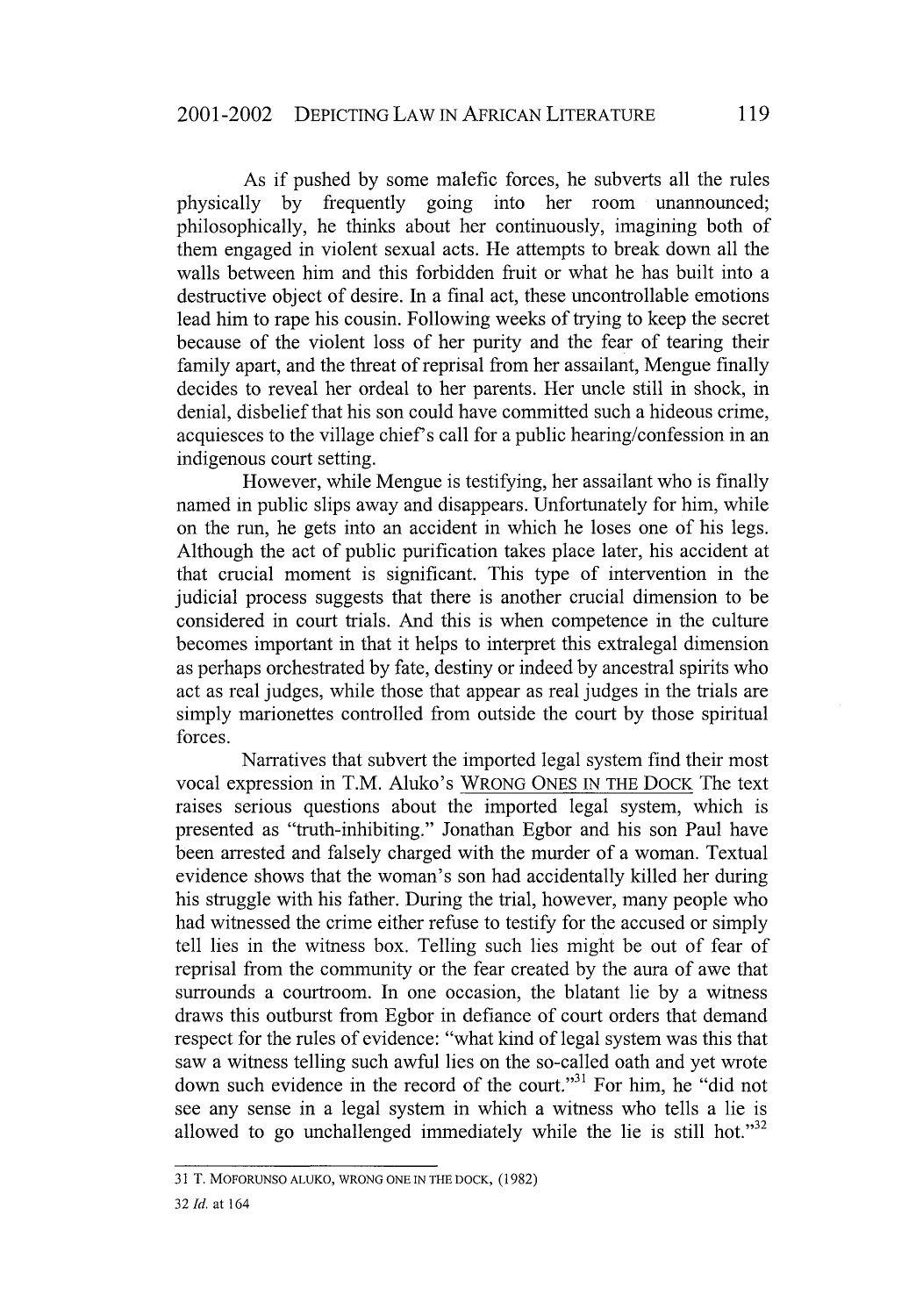As if pushed by some malefic forces, he subverts all the rules physically by frequently going into her room unannounced; philosophically, he thinks about her continuously, imagining both of them engaged in violent sexual acts. He attempts to break down all the walls between him and this forbidden fruit or what he has built into a destructive object of desire. In a final act, these uncontrollable emotions lead him to rape his cousin. Following weeks of trying to keep the secret because of the violent loss of her purity and the fear of tearing their family apart, and the threat of reprisal from her assailant, Mengue finally decides to reveal her ordeal to her parents. Her uncle still in shock, in denial, disbelief that his son could have committed such a hideous crime, acquiesces to the village chief's call for a public hearing/confession in an indigenous court setting.

However, while Mengue is testifying, her assailant who is finally named in public slips away and disappears. Unfortunately for him, while on the run, he gets into an accident in which he loses one of his legs. Although the act of public purification takes place later, his accident at that crucial moment is significant. This type of intervention in the judicial process suggests that there is another crucial dimension to be considered in court trials. And this is when competence in the culture becomes important in that it helps to interpret this extralegal dimension as perhaps orchestrated by fate, destiny or indeed by ancestral spirits who act as real judges, while those that appear as real judges in the trials are simply marionettes controlled from outside the court by those spiritual forces.

Narratives that subvert the imported legal system find their most vocal expression in T.M. Aluko's WRONG ONES IN THE DOCK The text raises serious questions about the imported legal system, which is presented as "truth-inhibiting." Jonathan Egbor and his son Paul have been arrested and falsely charged with the murder of a woman. Textual evidence shows that the woman's son had accidentally killed her during his struggle with his father. During the trial, however, many people who had witnessed the crime either refuse to testify for the accused or simply tell lies in the witness box. Telling such lies might be out of fear of reprisal from the community or the fear created by the aura of awe that surrounds a courtroom. In one occasion, the blatant lie by a witness draws this outburst from Egbor in defiance of court orders that demand respect for the rules of evidence: "what kind of legal system was this that saw a witness telling such awful lies on the so-called oath and yet wrote down such evidence in the record of the court."[31] For him, he "did not see any sense in a legal system in which a witness who tells a lie is allowed to go unchallenged immediately while the lie is still hot."[32]

---

31 T. MOFORUNSO ALUKO, WRONG ONE IN THE DOCK, (1982)

32 *Id.* at 164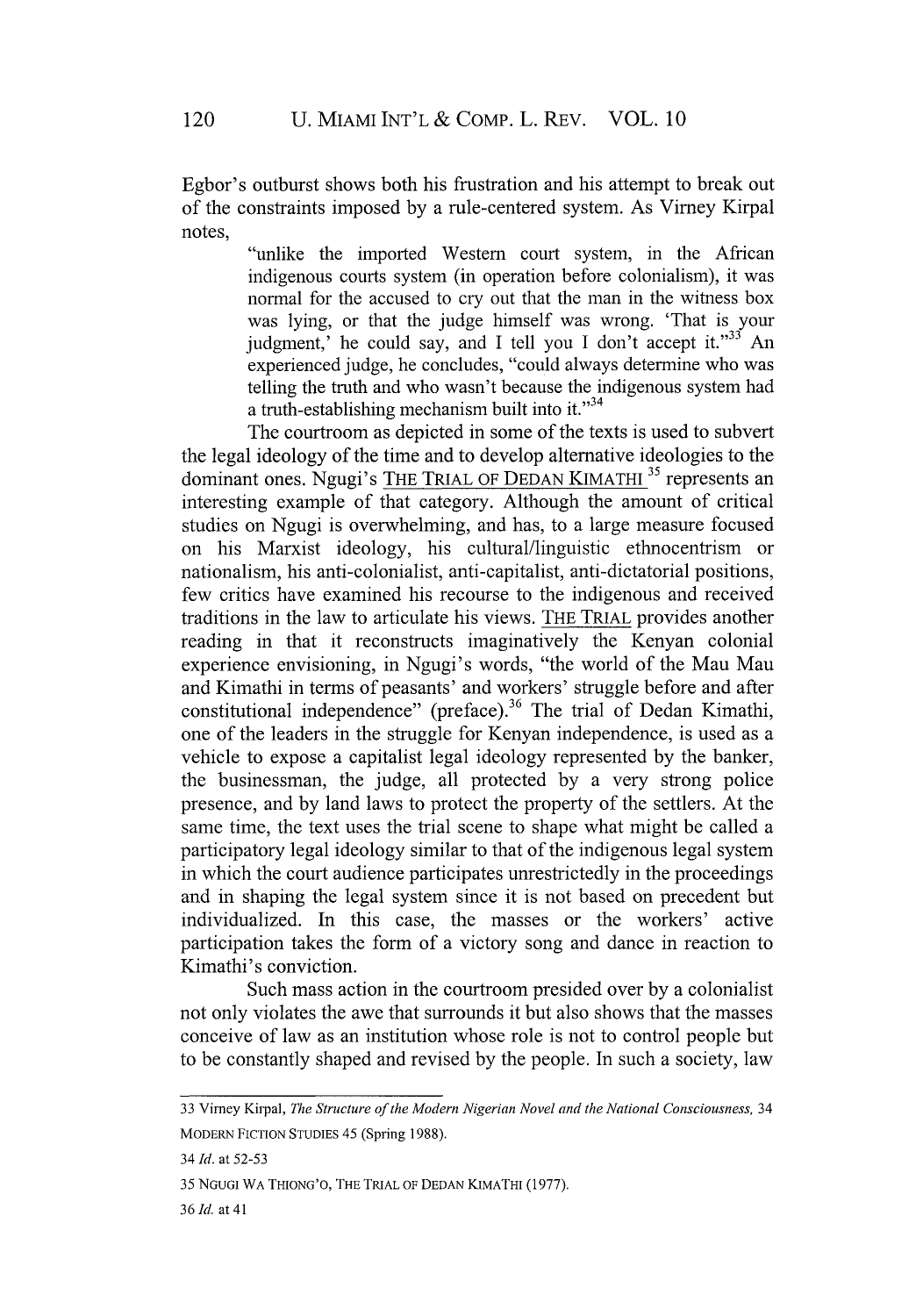Egbor's outburst shows both his frustration and his attempt to break out of the constraints imposed by a rule-centered system. As Virney Kirpal notes,

> "unlike the imported Western court system, in the African indigenous courts system (in operation before colonialism), it was normal for the accused to cry out that the man in the witness box was lying, or that the judge himself was wrong. 'That is your judgment,' he could say, and I tell you I don't accept it."[33] An experienced judge, he concludes, "could always determine who was telling the truth and who wasn't because the indigenous system had a truth-establishing mechanism built into it."[34]

The courtroom as depicted in some of the texts is used to subvert the legal ideology of the time and to develop alternative ideologies to the dominant ones. Ngugi's THE TRIAL OF DEDAN KIMATHI[35] represents an interesting example of that category. Although the amount of critical studies on Ngugi is overwhelming, and has, to a large measure focused on his Marxist ideology, his cultural/linguistic ethnocentrism or nationalism, his anti-colonialist, anti-capitalist, anti-dictatorial positions, few critics have examined his recourse to the indigenous and received traditions in the law to articulate his views. THE TRIAL provides another reading in that it reconstructs imaginatively the Kenyan colonial experience envisioning, in Ngugi's words, "the world of the Mau Mau and Kimathi in terms of peasants' and workers' struggle before and after constitutional independence" (preface).[36] The trial of Dedan Kimathi, one of the leaders in the struggle for Kenyan independence, is used as a vehicle to expose a capitalist legal ideology represented by the banker, the businessman, the judge, all protected by a very strong police presence, and by land laws to protect the property of the settlers. At the same time, the text uses the trial scene to shape what might be called a participatory legal ideology similar to that of the indigenous legal system in which the court audience participates unrestrictedly in the proceedings and in shaping the legal system since it is not based on precedent but individualized. In this case, the masses or the workers' active participation takes the form of a victory song and dance in reaction to Kimathi's conviction.

Such mass action in the courtroom presided over by a colonialist not only violates the awe that surrounds it but also shows that the masses conceive of law as an institution whose role is not to control people but to be constantly shaped and revised by the people. In such a society, law

---

33 Virney Kirpal, *The Structure of the Modern Nigerian Novel and the National Consciousness,* 34 MODERN FICTION STUDIES 45 (Spring 1988).

34 *Id.* at 52-53

35 NGUGI WA THIONG'O, THE TRIAL OF DEDAN KIMATHI (1977).

36 *Id.* at 41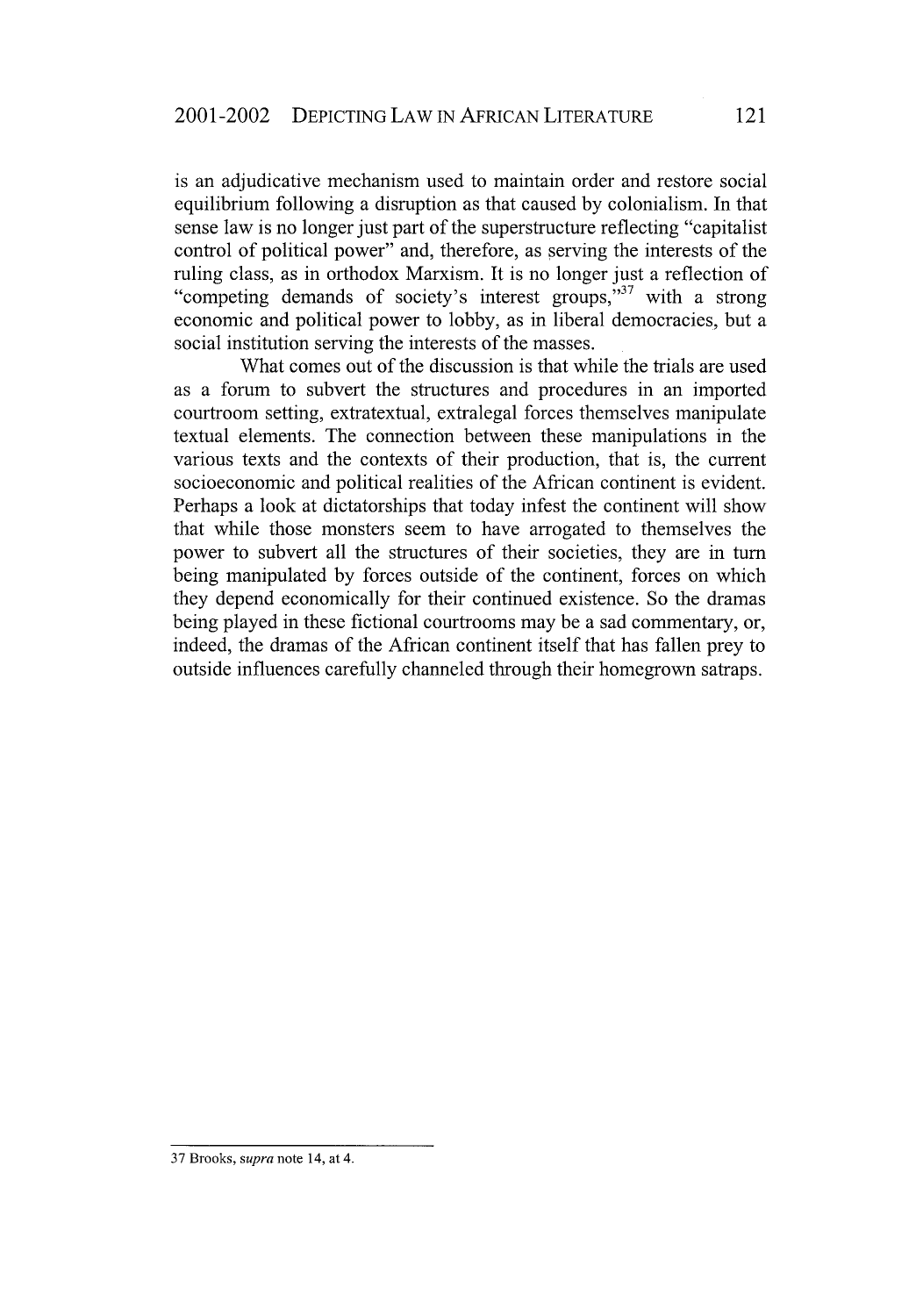is an adjudicative mechanism used to maintain order and restore social equilibrium following a disruption as that caused by colonialism. In that sense law is no longer just part of the superstructure reflecting "capitalist control of political power" and, therefore, as serving the interests of the ruling class, as in orthodox Marxism. It is no longer just a reflection of "competing demands of society's interest groups,"[37] with a strong economic and political power to lobby, as in liberal democracies, but a social institution serving the interests of the masses.

What comes out of the discussion is that while the trials are used as a forum to subvert the structures and procedures in an imported courtroom setting, extratextual, extralegal forces themselves manipulate textual elements. The connection between these manipulations in the various texts and the contexts of their production, that is, the current socioeconomic and political realities of the African continent is evident. Perhaps a look at dictatorships that today infest the continent will show that while those monsters seem to have arrogated to themselves the power to subvert all the structures of their societies, they are in turn being manipulated by forces outside of the continent, forces on which they depend economically for their continued existence. So the dramas being played in these fictional courtrooms may be a sad commentary, or, indeed, the dramas of the African continent itself that has fallen prey to outside influences carefully channeled through their homegrown satraps.

---

37 Brooks, *supra* note 14, at 4.